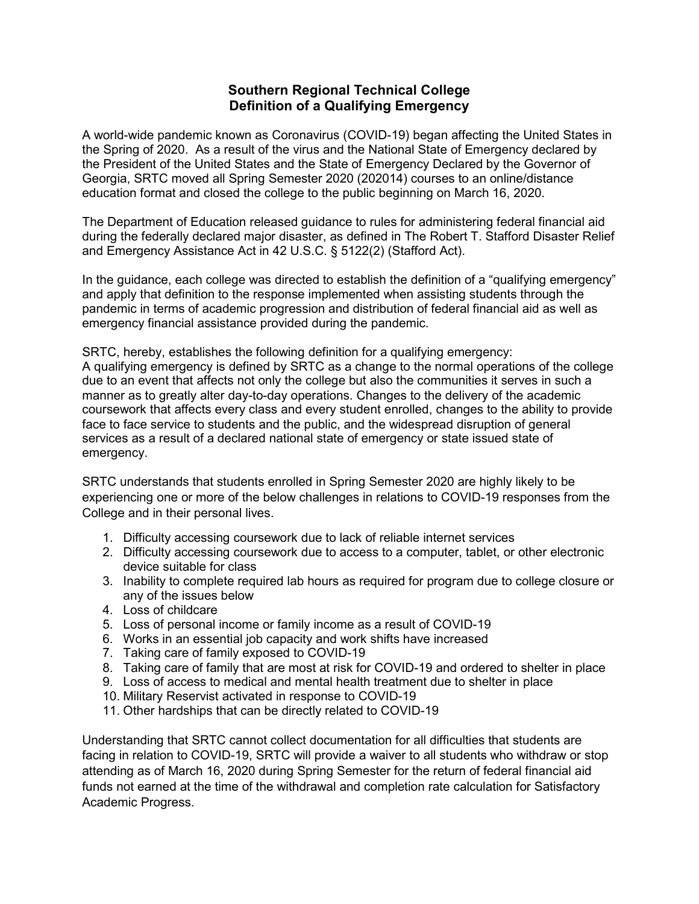# Southern Regional Technical College
# Definition of a Qualifying Emergency

A world-wide pandemic known as Coronavirus (COVID-19) began affecting the United States in the Spring of 2020. As a result of the virus and the National State of Emergency declared by the President of the United States and the State of Emergency Declared by the Governor of Georgia, SRTC moved all Spring Semester 2020 (202014) courses to an online/distance education format and closed the college to the public beginning on March 16, 2020.

The Department of Education released guidance to rules for administering federal financial aid during the federally declared major disaster, as defined in The Robert T. Stafford Disaster Relief and Emergency Assistance Act in 42 U.S.C. § 5122(2) (Stafford Act).

In the guidance, each college was directed to establish the definition of a "qualifying emergency" and apply that definition to the response implemented when assisting students through the pandemic in terms of academic progression and distribution of federal financial aid as well as emergency financial assistance provided during the pandemic.

SRTC, hereby, establishes the following definition for a qualifying emergency:
A qualifying emergency is defined by SRTC as a change to the normal operations of the college due to an event that affects not only the college but also the communities it serves in such a manner as to greatly alter day-to-day operations. Changes to the delivery of the academic coursework that affects every class and every student enrolled, changes to the ability to provide face to face service to students and the public, and the widespread disruption of general services as a result of a declared national state of emergency or state issued state of emergency.

SRTC understands that students enrolled in Spring Semester 2020 are highly likely to be experiencing one or more of the below challenges in relations to COVID-19 responses from the College and in their personal lives.

1. Difficulty accessing coursework due to lack of reliable internet services
2. Difficulty accessing coursework due to access to a computer, tablet, or other electronic device suitable for class
3. Inability to complete required lab hours as required for program due to college closure or any of the issues below
4. Loss of childcare
5. Loss of personal income or family income as a result of COVID-19
6. Works in an essential job capacity and work shifts have increased
7. Taking care of family exposed to COVID-19
8. Taking care of family that are most at risk for COVID-19 and ordered to shelter in place
9. Loss of access to medical and mental health treatment due to shelter in place
10. Military Reservist activated in response to COVID-19
11. Other hardships that can be directly related to COVID-19

Understanding that SRTC cannot collect documentation for all difficulties that students are facing in relation to COVID-19, SRTC will provide a waiver to all students who withdraw or stop attending as of March 16, 2020 during Spring Semester for the return of federal financial aid funds not earned at the time of the withdrawal and completion rate calculation for Satisfactory Academic Progress.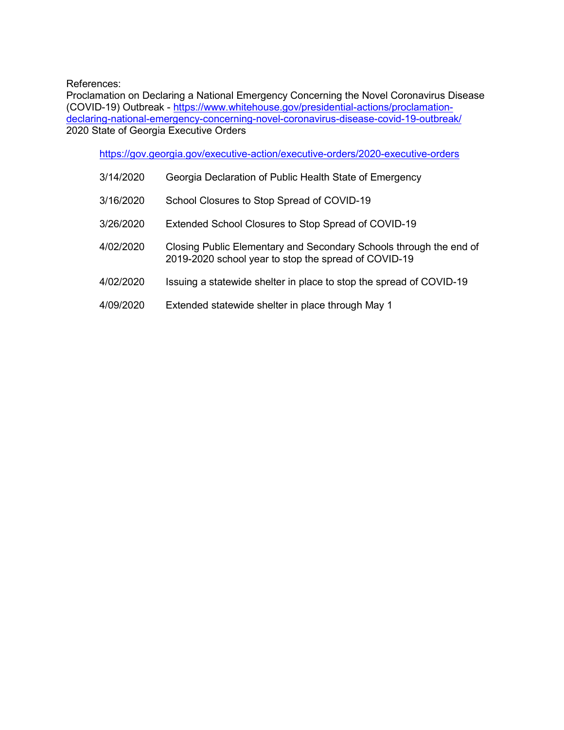References:

Proclamation on Declaring a National Emergency Concerning the Novel Coronavirus Disease (COVID-19) Outbreak - https://www.whitehouse.gov/presidential-actions/proclamation-declaring-national-emergency-concerning-novel-coronavirus-disease-covid-19-outbreak/

2020 State of Georgia Executive Orders

https://gov.georgia.gov/executive-action/executive-orders/2020-executive-orders

| | |
|---|---|
| 3/14/2020 | Georgia Declaration of Public Health State of Emergency |
| 3/16/2020 | School Closures to Stop Spread of COVID-19 |
| 3/26/2020 | Extended School Closures to Stop Spread of COVID-19 |
| 4/02/2020 | Closing Public Elementary and Secondary Schools through the end of 2019-2020 school year to stop the spread of COVID-19 |
| 4/02/2020 | Issuing a statewide shelter in place to stop the spread of COVID-19 |
| 4/09/2020 | Extended statewide shelter in place through May 1 |